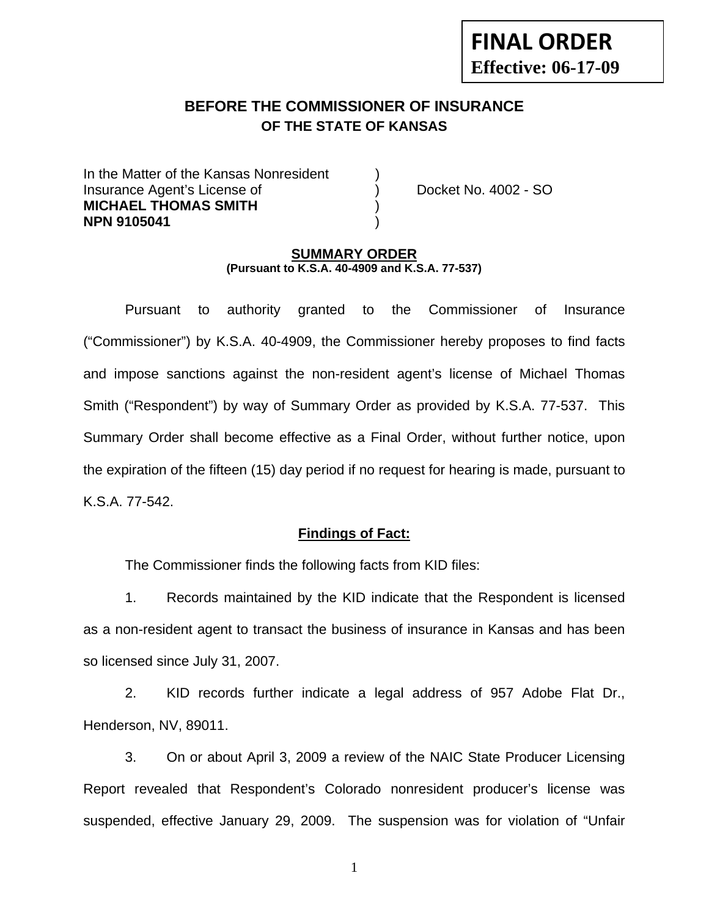**FINAL ORDER**
**Effective: 06-17-09**

## BEFORE THE COMMISSIONER OF INSURANCE
### OF THE STATE OF KANSAS

In the Matter of the Kansas Nonresident )
Insurance Agent's License of ) Docket No. 4002 - SO
**MICHAEL THOMAS SMITH** )
**NPN 9105041** )

**SUMMARY ORDER**
**(Pursuant to K.S.A. 40-4909 and K.S.A. 77-537)**

Pursuant to authority granted to the Commissioner of Insurance ("Commissioner") by K.S.A. 40-4909, the Commissioner hereby proposes to find facts and impose sanctions against the non-resident agent's license of Michael Thomas Smith ("Respondent") by way of Summary Order as provided by K.S.A. 77-537. This Summary Order shall become effective as a Final Order, without further notice, upon the expiration of the fifteen (15) day period if no request for hearing is made, pursuant to K.S.A. 77-542.

**Findings of Fact:**

The Commissioner finds the following facts from KID files:

1. Records maintained by the KID indicate that the Respondent is licensed as a non-resident agent to transact the business of insurance in Kansas and has been so licensed since July 31, 2007.

2. KID records further indicate a legal address of 957 Adobe Flat Dr., Henderson, NV, 89011.

3. On or about April 3, 2009 a review of the NAIC State Producer Licensing Report revealed that Respondent's Colorado nonresident producer's license was suspended, effective January 29, 2009. The suspension was for violation of "Unfair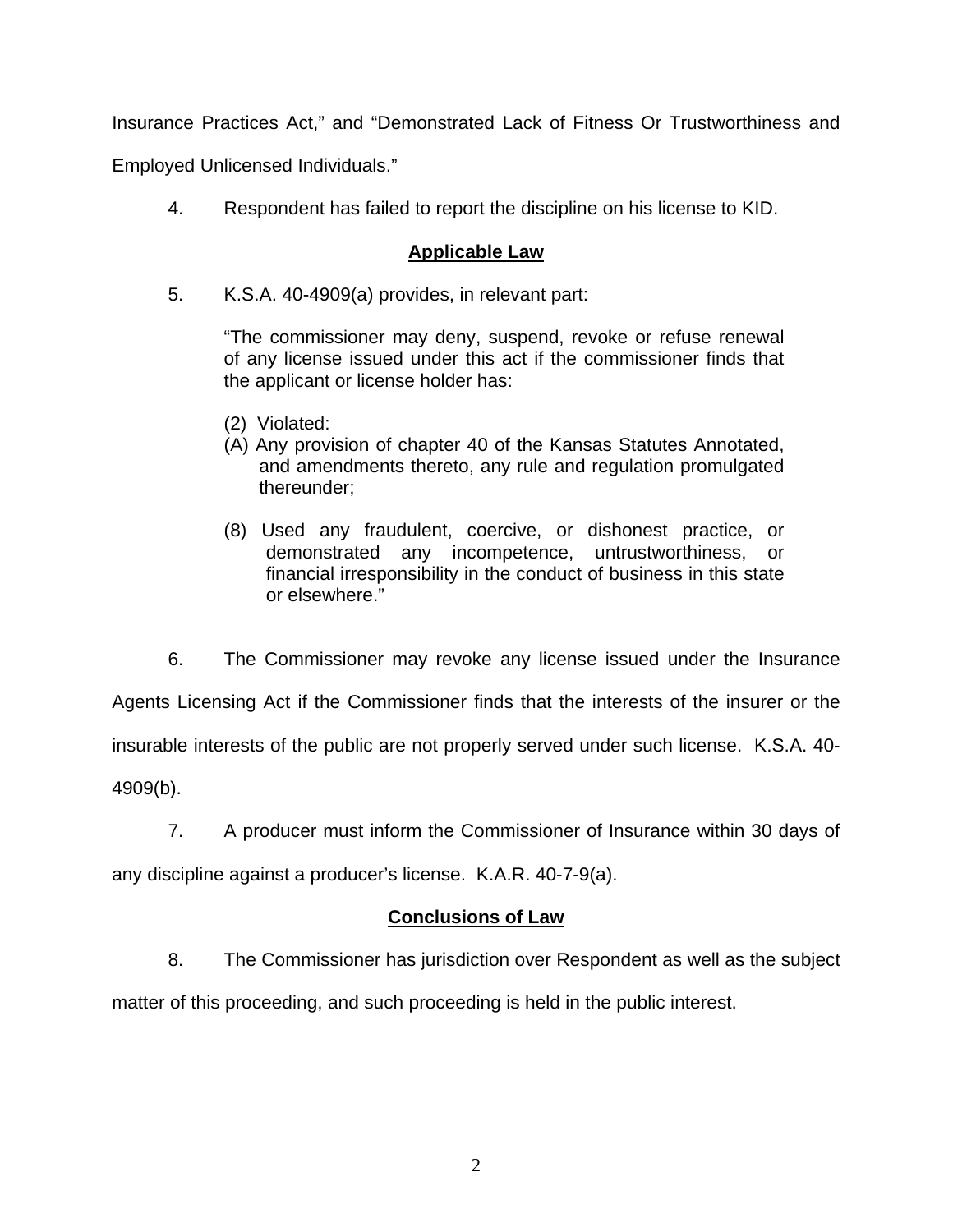Insurance Practices Act," and "Demonstrated Lack of Fitness Or Trustworthiness and Employed Unlicensed Individuals."

4. Respondent has failed to report the discipline on his license to KID.

## Applicable Law

5. K.S.A. 40-4909(a) provides, in relevant part:

> "The commissioner may deny, suspend, revoke or refuse renewal of any license issued under this act if the commissioner finds that the applicant or license holder has:
>
> (2) Violated:
> (A) Any provision of chapter 40 of the Kansas Statutes Annotated, and amendments thereto, any rule and regulation promulgated thereunder;
>
> (8) Used any fraudulent, coercive, or dishonest practice, or demonstrated any incompetence, untrustworthiness, or financial irresponsibility in the conduct of business in this state or elsewhere."

6. The Commissioner may revoke any license issued under the Insurance Agents Licensing Act if the Commissioner finds that the interests of the insurer or the insurable interests of the public are not properly served under such license. K.S.A. 40-4909(b).

7. A producer must inform the Commissioner of Insurance within 30 days of any discipline against a producer's license. K.A.R. 40-7-9(a).

## Conclusions of Law

8. The Commissioner has jurisdiction over Respondent as well as the subject matter of this proceeding, and such proceeding is held in the public interest.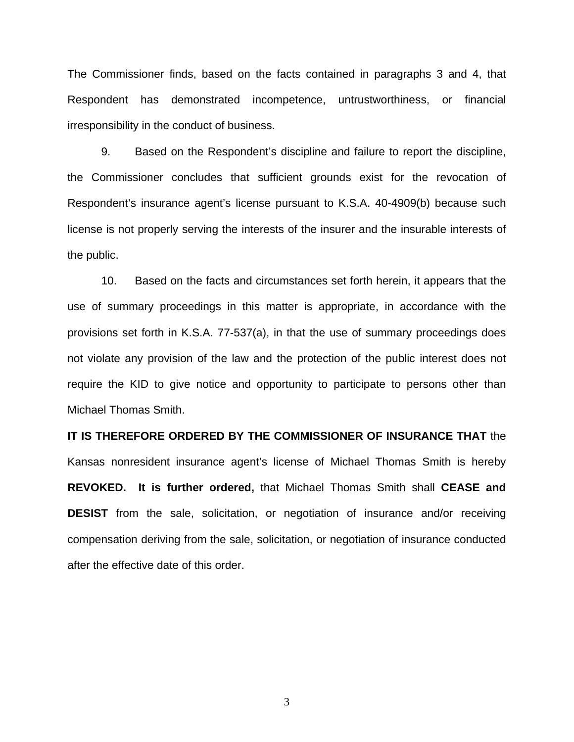The Commissioner finds, based on the facts contained in paragraphs 3 and 4, that Respondent has demonstrated incompetence, untrustworthiness, or financial irresponsibility in the conduct of business.

9. Based on the Respondent's discipline and failure to report the discipline, the Commissioner concludes that sufficient grounds exist for the revocation of Respondent's insurance agent's license pursuant to K.S.A. 40-4909(b) because such license is not properly serving the interests of the insurer and the insurable interests of the public.

10. Based on the facts and circumstances set forth herein, it appears that the use of summary proceedings in this matter is appropriate, in accordance with the provisions set forth in K.S.A. 77-537(a), in that the use of summary proceedings does not violate any provision of the law and the protection of the public interest does not require the KID to give notice and opportunity to participate to persons other than Michael Thomas Smith.

**IT IS THEREFORE ORDERED BY THE COMMISSIONER OF INSURANCE THAT** the Kansas nonresident insurance agent's license of Michael Thomas Smith is hereby **REVOKED. It is further ordered,** that Michael Thomas Smith shall **CEASE and DESIST** from the sale, solicitation, or negotiation of insurance and/or receiving compensation deriving from the sale, solicitation, or negotiation of insurance conducted after the effective date of this order.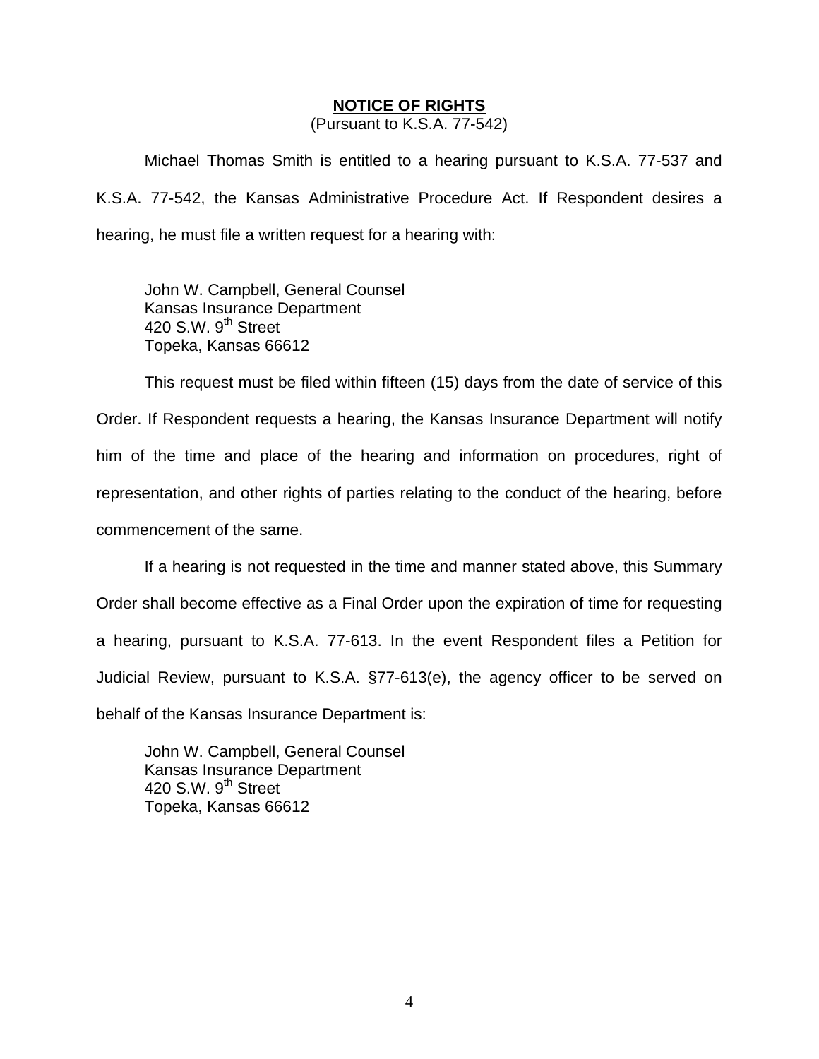## **NOTICE OF RIGHTS**

(Pursuant to K.S.A. 77-542)

Michael Thomas Smith is entitled to a hearing pursuant to K.S.A. 77-537 and K.S.A. 77-542, the Kansas Administrative Procedure Act. If Respondent desires a hearing, he must file a written request for a hearing with:

John W. Campbell, General Counsel
Kansas Insurance Department
420 S.W. 9th Street
Topeka, Kansas 66612

This request must be filed within fifteen (15) days from the date of service of this Order. If Respondent requests a hearing, the Kansas Insurance Department will notify him of the time and place of the hearing and information on procedures, right of representation, and other rights of parties relating to the conduct of the hearing, before commencement of the same.

If a hearing is not requested in the time and manner stated above, this Summary Order shall become effective as a Final Order upon the expiration of time for requesting a hearing, pursuant to K.S.A. 77-613. In the event Respondent files a Petition for Judicial Review, pursuant to K.S.A. §77-613(e), the agency officer to be served on behalf of the Kansas Insurance Department is:

John W. Campbell, General Counsel
Kansas Insurance Department
420 S.W. 9th Street
Topeka, Kansas 66612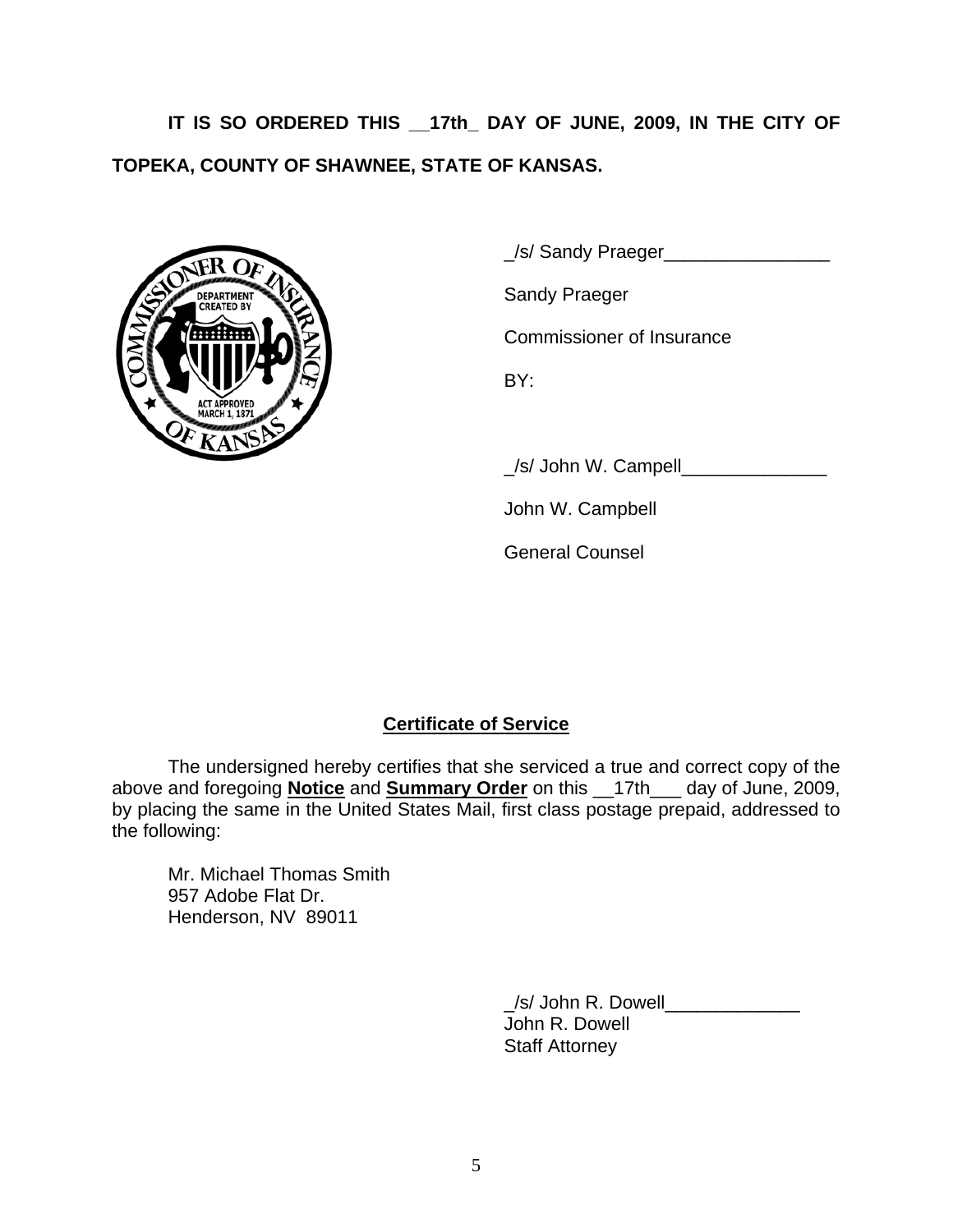**IT IS SO ORDERED THIS __17th_ DAY OF JUNE, 2009, IN THE CITY OF TOPEKA, COUNTY OF SHAWNEE, STATE OF KANSAS.**

_/s/ Sandy Praeger________________

Sandy Praeger

Commissioner of Insurance

BY:

_/s/ John W. Campell______________

John W. Campbell

General Counsel

**Certificate of Service**

The undersigned hereby certifies that she serviced a true and correct copy of the above and foregoing **Notice** and **Summary Order** on this __17th___ day of June, 2009, by placing the same in the United States Mail, first class postage prepaid, addressed to the following:

Mr. Michael Thomas Smith
957 Adobe Flat Dr.
Henderson, NV 89011

_/s/ John R. Dowell_____________
John R. Dowell
Staff Attorney